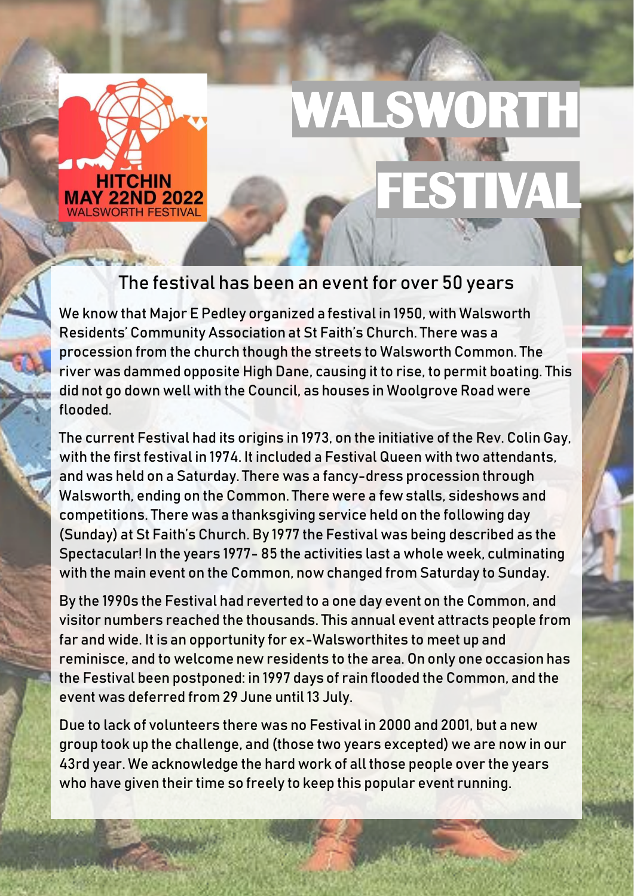# WALSWORTH FESTIVAL

HITCHIN
MAY 22ND 2022
WALSWORTH FESTIVAL

## The festival has been an event for over 50 years

We know that Major E Pedley organized a festival in 1950, with Walsworth Residents' Community Association at St Faith's Church. There was a procession from the church though the streets to Walsworth Common. The river was dammed opposite High Dane, causing it to rise, to permit boating. This did not go down well with the Council, as houses in Woolgrove Road were flooded.

The current Festival had its origins in 1973, on the initiative of the Rev. Colin Gay, with the first festival in 1974. It included a Festival Queen with two attendants, and was held on a Saturday. There was a fancy-dress procession through Walsworth, ending on the Common. There were a few stalls, sideshows and competitions. There was a thanksgiving service held on the following day (Sunday) at St Faith's Church. By 1977 the Festival was being described as the Spectacular! In the years 1977- 85 the activities last a whole week, culminating with the main event on the Common, now changed from Saturday to Sunday.

By the 1990s the Festival had reverted to a one day event on the Common, and visitor numbers reached the thousands. This annual event attracts people from far and wide. It is an opportunity for ex-Walsworthites to meet up and reminisce, and to welcome new residents to the area. On only one occasion has the Festival been postponed: in 1997 days of rain flooded the Common, and the event was deferred from 29 June until 13 July.

Due to lack of volunteers there was no Festival in 2000 and 2001, but a new group took up the challenge, and (those two years excepted) we are now in our 43rd year. We acknowledge the hard work of all those people over the years who have given their time so freely to keep this popular event running.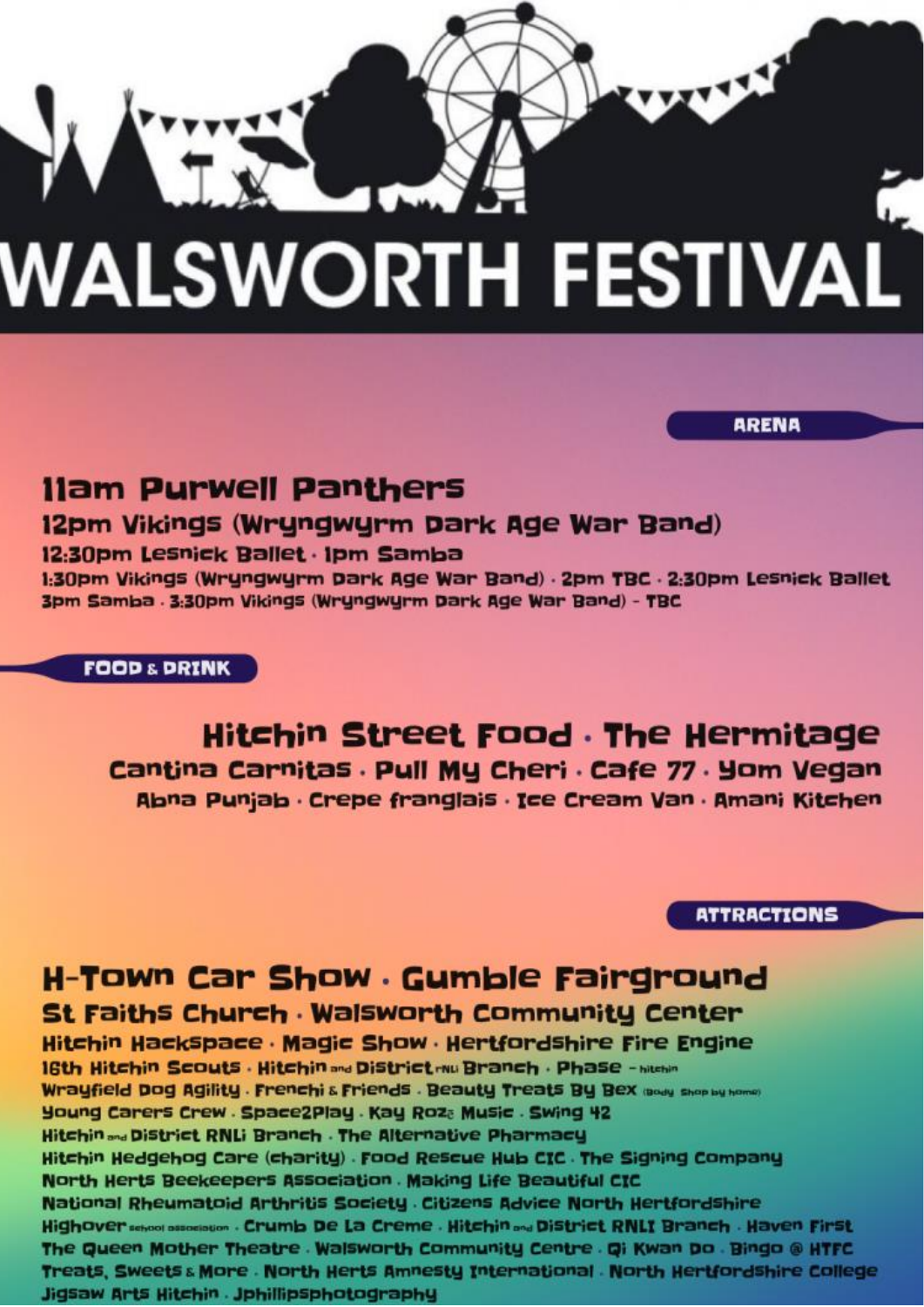# WALSWORTH FESTIVAL

## ARENA

### 11am Purwell Panthers

12pm Vikings (Wryngwyrm Dark Age War Band)

12:30pm Lesnick Ballet · 1pm Samba

1:30pm Vikings (Wryngwyrm Dark Age War Band) · 2pm TBC · 2:30pm Lesnick Ballet

3pm Samba · 3:30pm Vikings (Wryngwyrm Dark Age War Band) - TBC

## FOOD & DRINK

### Hitchin Street Food · The Hermitage

Cantina Carnitas · Pull My Cheri · Cafe 77 · Yom Vegan

Abna Punjab · Crepe franglais · Ice Cream Van · Amani Kitchen

## ATTRACTIONS

### H-Town Car Show · Gumble Fairground

St Faiths Church · Walsworth Community Center

Hitchin Hackspace · Magic Show · Hertfordshire Fire Engine

16th Hitchin Scouts · Hitchin and District RNLI Branch · Phase - hitchin

Wrayfield Dog Agility · Frenchi & Friends · Beauty Treats By Bex (Body Shop by home)

Young Carers Crew · Space2Play · Kay Roze Music · Swing 42

Hitchin and District RNLi Branch · The Alternative Pharmacy

Hitchin Hedgehog Care (charity) · Food Rescue Hub CIC · The Signing Company

North Herts Beekeepers Association · Making Life Beautiful CIC

National Rheumatoid Arthritis Society · Citizens Advice North Hertfordshire

Highover school association · Crumb De La Creme · Hitchin and District RNLI Branch · Haven First

The Queen Mother Theatre · Walsworth Community Centre · Qi Kwan Do · Bingo @ HTFC

Treats, Sweets & More · North Herts Amnesty International · North Hertfordshire College

Jigsaw Arts Hitchin · Jphillipsphotography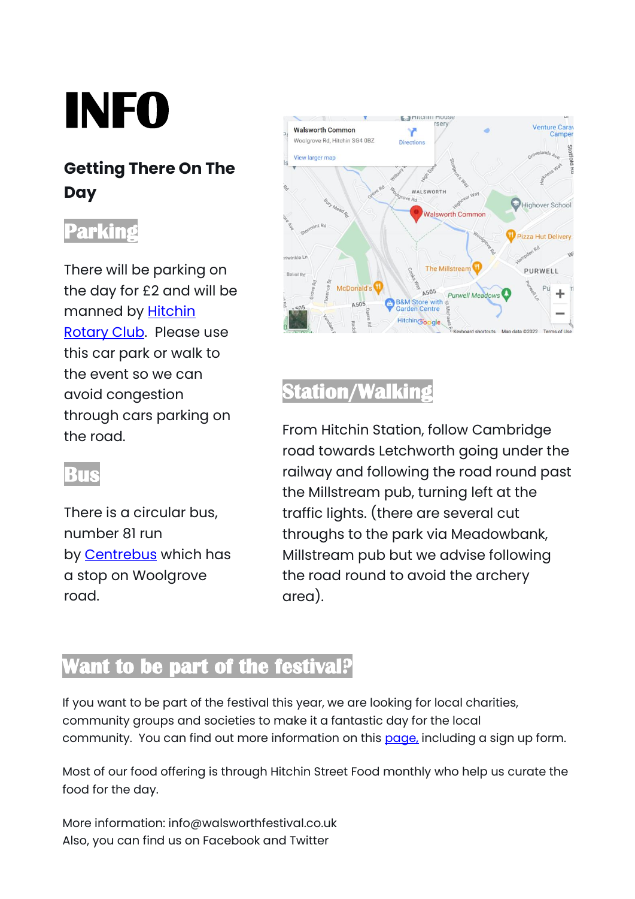# INFO

### Getting There On The Day

## Parking

There will be parking on the day for £2 and will be manned by Hitchin Rotary Club. Please use this car park or walk to the event so we can avoid congestion through cars parking on the road.

## Bus

There is a circular bus, number 81 run by Centrebus which has a stop on Woolgrove road.

## Station/Walking

From Hitchin Station, follow Cambridge road towards Letchworth going under the railway and following the road round past the Millstream pub, turning left at the traffic lights. (there are several cut throughs to the park via Meadowbank, Millstream pub but we advise following the road round to avoid the archery area).

## Want to be part of the festival?

If you want to be part of the festival this year, we are looking for local charities, community groups and societies to make it a fantastic day for the local community. You can find out more information on this page, including a sign up form.

Most of our food offering is through Hitchin Street Food monthly who help us curate the food for the day.

More information: info@walsworthfestival.co.uk
Also, you can find us on Facebook and Twitter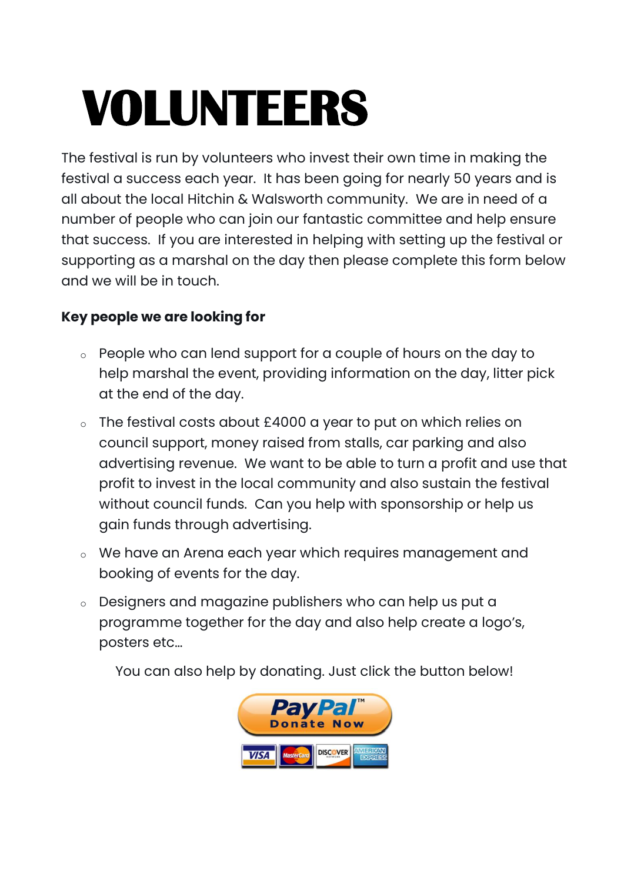# VOLUNTEERS

The festival is run by volunteers who invest their own time in making the festival a success each year. It has been going for nearly 50 years and is all about the local Hitchin & Walsworth community. We are in need of a number of people who can join our fantastic committee and help ensure that success. If you are interested in helping with setting up the festival or supporting as a marshal on the day then please complete this form below and we will be in touch.

**Key people we are looking for**

- People who can lend support for a couple of hours on the day to help marshal the event, providing information on the day, litter pick at the end of the day.
- The festival costs about £4000 a year to put on which relies on council support, money raised from stalls, car parking and also advertising revenue. We want to be able to turn a profit and use that profit to invest in the local community and also sustain the festival without council funds. Can you help with sponsorship or help us gain funds through advertising.
- We have an Arena each year which requires management and booking of events for the day.
- Designers and magazine publishers who can help us put a programme together for the day and also help create a logo's, posters etc…

You can also help by donating. Just click the button below!

PayPal™ Donate Now

VISA MasterCard DISCOVER AMERICAN EXPRESS